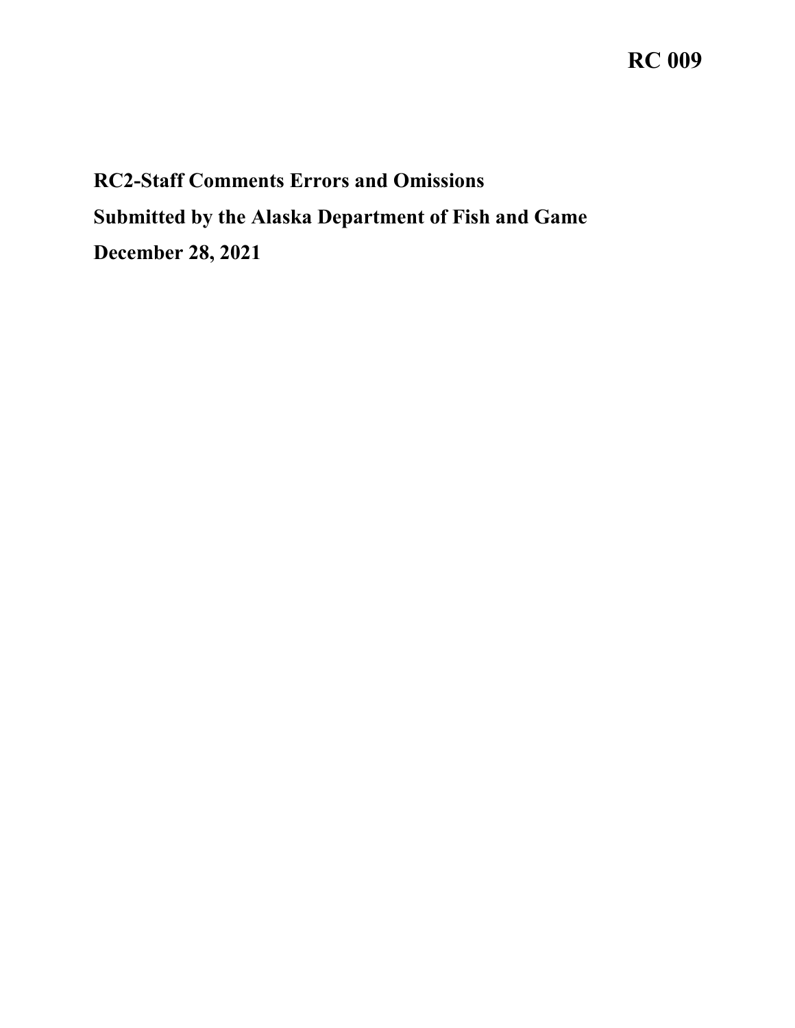**RC 009**

# RC2-Staff Comments Errors and Omissions

**Submitted by the Alaska Department of Fish and Game**

**December 28, 2021**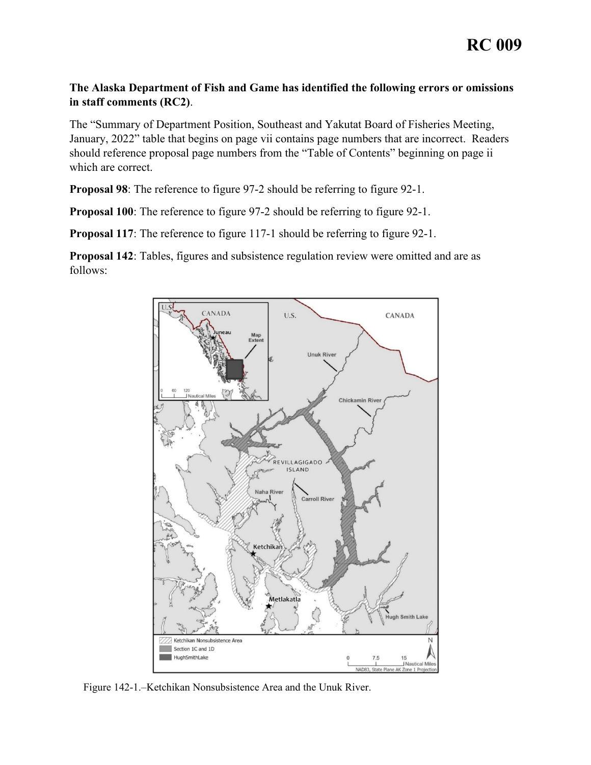# RC 009

**The Alaska Department of Fish and Game has identified the following errors or omissions in staff comments (RC2)**.

The "Summary of Department Position, Southeast and Yakutat Board of Fisheries Meeting, January, 2022" table that begins on page vii contains page numbers that are incorrect. Readers should reference proposal page numbers from the "Table of Contents" beginning on page ii which are correct.

**Proposal 98**: The reference to figure 97-2 should be referring to figure 92-1.

**Proposal 100**: The reference to figure 97-2 should be referring to figure 92-1.

**Proposal 117**: The reference to figure 117-1 should be referring to figure 92-1.

**Proposal 142**: Tables, figures and subsistence regulation review were omitted and are as follows:

Figure 142-1.–Ketchikan Nonsubsistence Area and the Unuk River.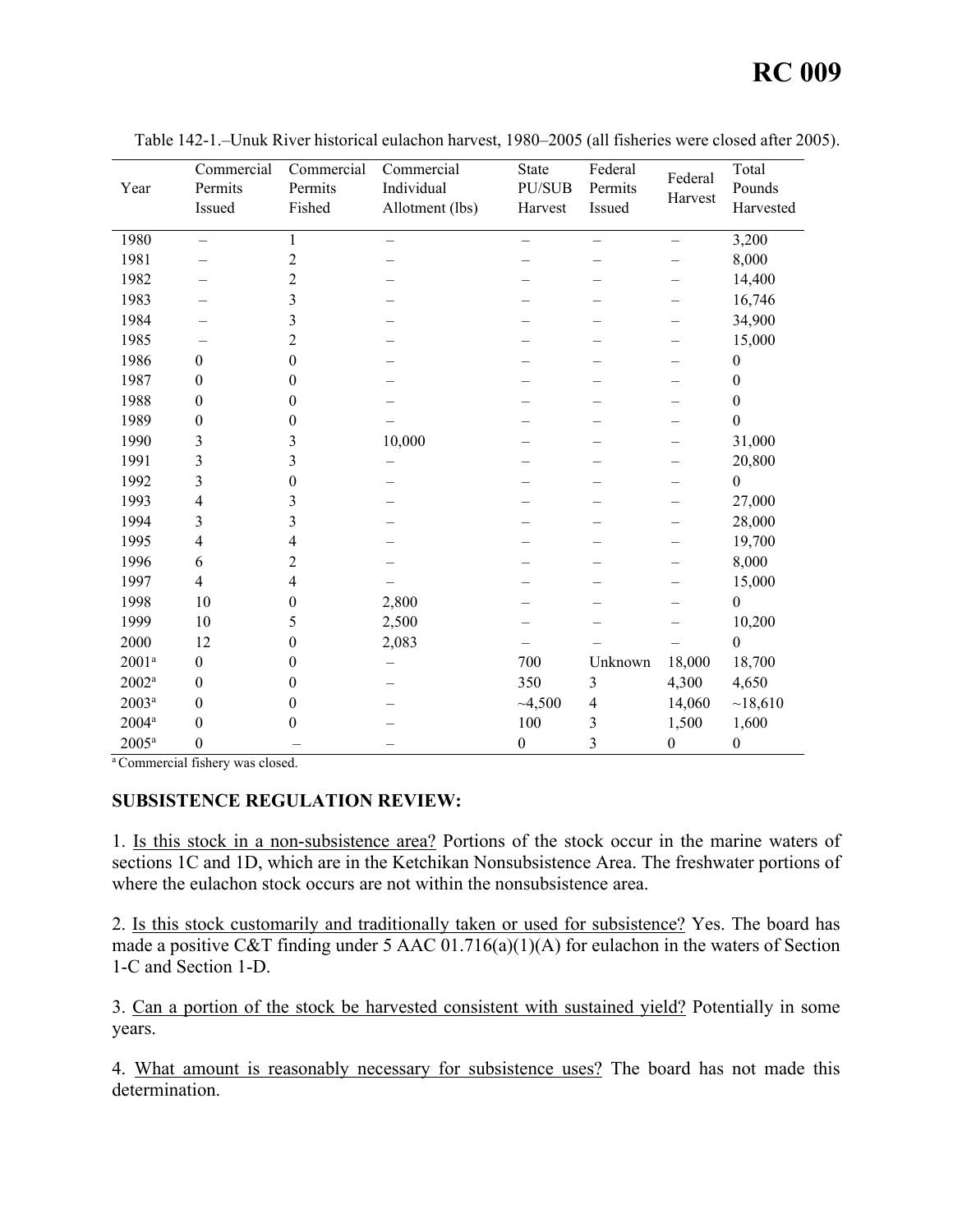# RC 009

Table 142-1.–Unuk River historical eulachon harvest, 1980–2005 (all fisheries were closed after 2005).

| Year | Commercial Permits Issued | Commercial Permits Fished | Commercial Individual Allotment (lbs) | State PU/SUB Harvest | Federal Permits Issued | Federal Harvest | Total Pounds Harvested |
|---|---|---|---|---|---|---|---|
| 1980 | – | 1 | – | – | – | – | 3,200 |
| 1981 | – | 2 | – | – | – | – | 8,000 |
| 1982 | – | 2 | – | – | – | – | 14,400 |
| 1983 | – | 3 | – | – | – | – | 16,746 |
| 1984 | – | 3 | – | – | – | – | 34,900 |
| 1985 | – | 2 | – | – | – | – | 15,000 |
| 1986 | 0 | 0 | – | – | – | – | 0 |
| 1987 | 0 | 0 | – | – | – | – | 0 |
| 1988 | 0 | 0 | – | – | – | – | 0 |
| 1989 | 0 | 0 | – | – | – | – | 0 |
| 1990 | 3 | 3 | 10,000 | – | – | – | 31,000 |
| 1991 | 3 | 3 | – | – | – | – | 20,800 |
| 1992 | 3 | 0 | – | – | – | – | 0 |
| 1993 | 4 | 3 | – | – | – | – | 27,000 |
| 1994 | 3 | 3 | – | – | – | – | 28,000 |
| 1995 | 4 | 4 | – | – | – | – | 19,700 |
| 1996 | 6 | 2 | – | – | – | – | 8,000 |
| 1997 | 4 | 4 | – | – | – | – | 15,000 |
| 1998 | 10 | 0 | 2,800 | – | – | – | 0 |
| 1999 | 10 | 5 | 2,500 | – | – | – | 10,200 |
| 2000 | 12 | 0 | 2,083 | – | – | – | 0 |
| 2001[a] | 0 | 0 | – | 700 | Unknown | 18,000 | 18,700 |
| 2002[a] | 0 | 0 | – | 350 | 3 | 4,300 | 4,650 |
| 2003[a] | 0 | 0 | – | ~4,500 | 4 | 14,060 | ~18,610 |
| 2004[a] | 0 | 0 | – | 100 | 3 | 1,500 | 1,600 |
| 2005[a] | 0 | – | – | 0 | 3 | 0 | 0 |

[a] Commercial fishery was closed.

**SUBSISTENCE REGULATION REVIEW:**

1. Is this stock in a non-subsistence area? Portions of the stock occur in the marine waters of sections 1C and 1D, which are in the Ketchikan Nonsubsistence Area. The freshwater portions of where the eulachon stock occurs are not within the nonsubsistence area.

2. Is this stock customarily and traditionally taken or used for subsistence? Yes. The board has made a positive C&T finding under 5 AAC 01.716(a)(1)(A) for eulachon in the waters of Section 1-C and Section 1-D.

3. Can a portion of the stock be harvested consistent with sustained yield? Potentially in some years.

4. What amount is reasonably necessary for subsistence uses? The board has not made this determination.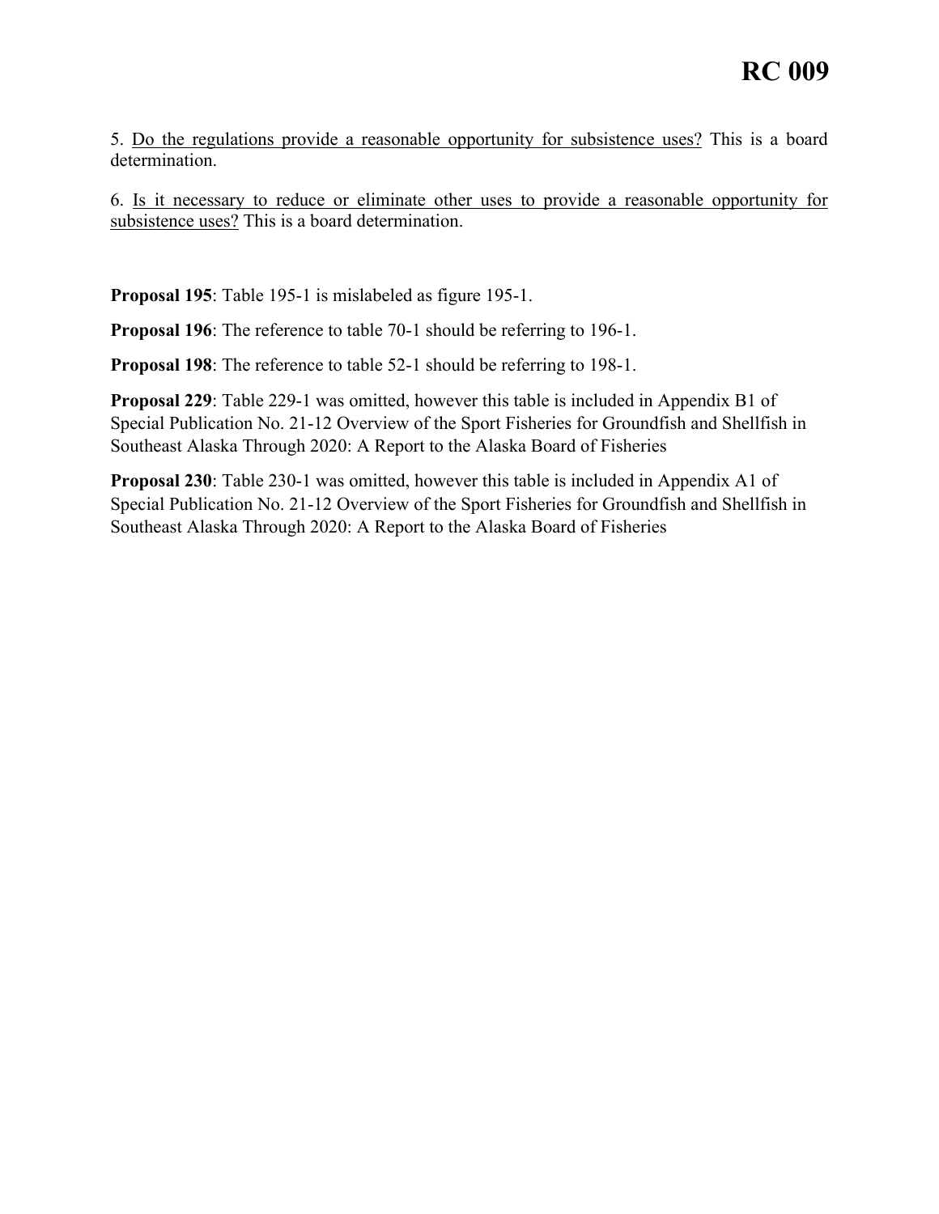5. Do the regulations provide a reasonable opportunity for subsistence uses? This is a board determination.

6. Is it necessary to reduce or eliminate other uses to provide a reasonable opportunity for subsistence uses? This is a board determination.

**Proposal 195**: Table 195-1 is mislabeled as figure 195-1.

**Proposal 196**: The reference to table 70-1 should be referring to 196-1.

**Proposal 198**: The reference to table 52-1 should be referring to 198-1.

**Proposal 229**: Table 229-1 was omitted, however this table is included in Appendix B1 of Special Publication No. 21-12 Overview of the Sport Fisheries for Groundfish and Shellfish in Southeast Alaska Through 2020: A Report to the Alaska Board of Fisheries

**Proposal 230**: Table 230-1 was omitted, however this table is included in Appendix A1 of Special Publication No. 21-12 Overview of the Sport Fisheries for Groundfish and Shellfish in Southeast Alaska Through 2020: A Report to the Alaska Board of Fisheries